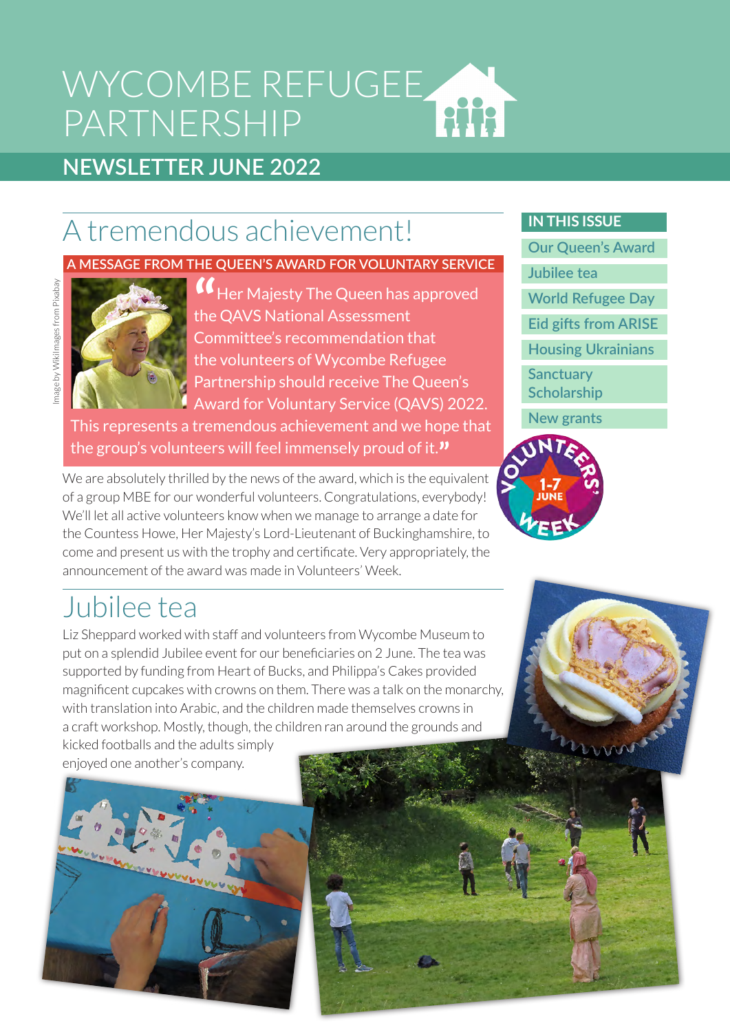# WYCOMBE REFUGEE PARTNERSHIP

## NEWSLETTER JUNE 2022

**IN THIS ISSUE**

- Our Queen's Award
- Jubilee tea
- World Refugee Day
- Eid gifts from ARISE
- Housing Ukrainians
- Sanctuary Scholarship
- New grants

## A tremendous achievement!

**A MESSAGE FROM THE QUEEN'S AWARD FOR VOLUNTARY SERVICE**

Image by WikiImages from Pixabay

"Her Majesty The Queen has approved the QAVS National Assessment Committee's recommendation that the volunteers of Wycombe Refugee Partnership should receive The Queen's Award for Voluntary Service (QAVS) 2022. This represents a tremendous achievement and we hope that the group's volunteers will feel immensely proud of it."

We are absolutely thrilled by the news of the award, which is the equivalent of a group MBE for our wonderful volunteers. Congratulations, everybody! We'll let all active volunteers know when we manage to arrange a date for the Countess Howe, Her Majesty's Lord-Lieutenant of Buckinghamshire, to come and present us with the trophy and certificate. Very appropriately, the announcement of the award was made in Volunteers' Week.

VOLUNTEERS' WEEK 1-7 JUNE

## Jubilee tea

Liz Sheppard worked with staff and volunteers from Wycombe Museum to put on a splendid Jubilee event for our beneficiaries on 2 June. The tea was supported by funding from Heart of Bucks, and Philippa's Cakes provided magnificent cupcakes with crowns on them. There was a talk on the monarchy, with translation into Arabic, and the children made themselves crowns in a craft workshop. Mostly, though, the children ran around the grounds and kicked footballs and the adults simply enjoyed one another's company.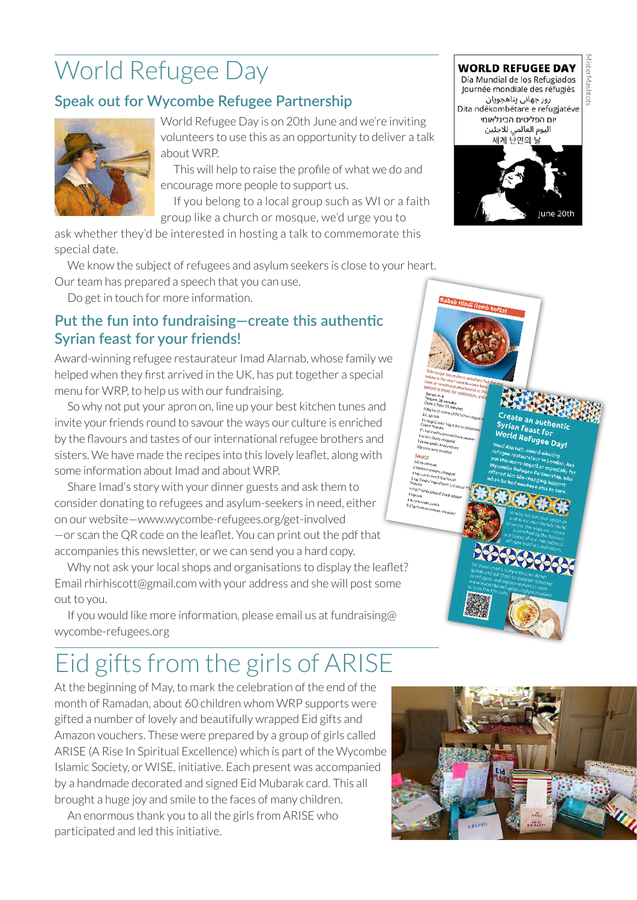# World Refugee Day

## Speak out for Wycombe Refugee Partnership

World Refugee Day is on 20th June and we're inviting volunteers to use this as an opportunity to deliver a talk about WRP.

This will help to raise the profile of what we do and encourage more people to support us.

If you belong to a local group such as WI or a faith group like a church or mosque, we'd urge you to ask whether they'd be interested in hosting a talk to commemorate this special date.

We know the subject of refugees and asylum seekers is close to your heart. Our team has prepared a speech that you can use.

Do get in touch for more information.

**WORLD REFUGEE DAY**
Día Mundial de los Refugiados
Journée mondiale des réfugiés
روز جهانی پناهجویان
Dita ndërkombëtare e refugjatëve
יום הפליטים הבינלאומי
اليوم العالمي للاجئين
세계 난민의 날
June 20th

MisterMashtots

## Put the fun into fundraising—create this authentic Syrian feast for your friends!

Award-winning refugee restaurateur Imad Alarnab, whose family we helped when they first arrived in the UK, has put together a special menu for WRP, to help us with our fundraising.

So why not put your apron on, line up your best kitchen tunes and invite your friends round to savour the ways our culture is enriched by the flavours and tastes of our international refugee brothers and sisters. We have made the recipes into this lovely leaflet, along with some information about Imad and about WRP.

Share Imad's story with your dinner guests and ask them to consider donating to refugees and asylum-seekers in need, either on our website—www.wycombe-refugees.org/get-involved—or scan the QR code on the leaflet. You can print out the pdf that accompanies this newsletter, or we can send you a hard copy.

Why not ask your local shops and organisations to display the leaflet? Email rhirhiscott@gmail.com with your address and she will post some out to you.

If you would like more information, please email us at fundraising@wycombe-refugees.org

# Eid gifts from the girls of ARISE

At the beginning of May, to mark the celebration of the end of the month of Ramadan, about 60 children whom WRP supports were gifted a number of lovely and beautifully wrapped Eid gifts and Amazon vouchers. These were prepared by a group of girls called ARISE (A Rise In Spiritual Excellence) which is part of the Wycombe Islamic Society, or WISE, initiative. Each present was accompanied by a handmade decorated and signed Eid Mubarak card. This all brought a huge joy and smile to the faces of many children.

An enormous thank you to all the girls from ARISE who participated and led this initiative.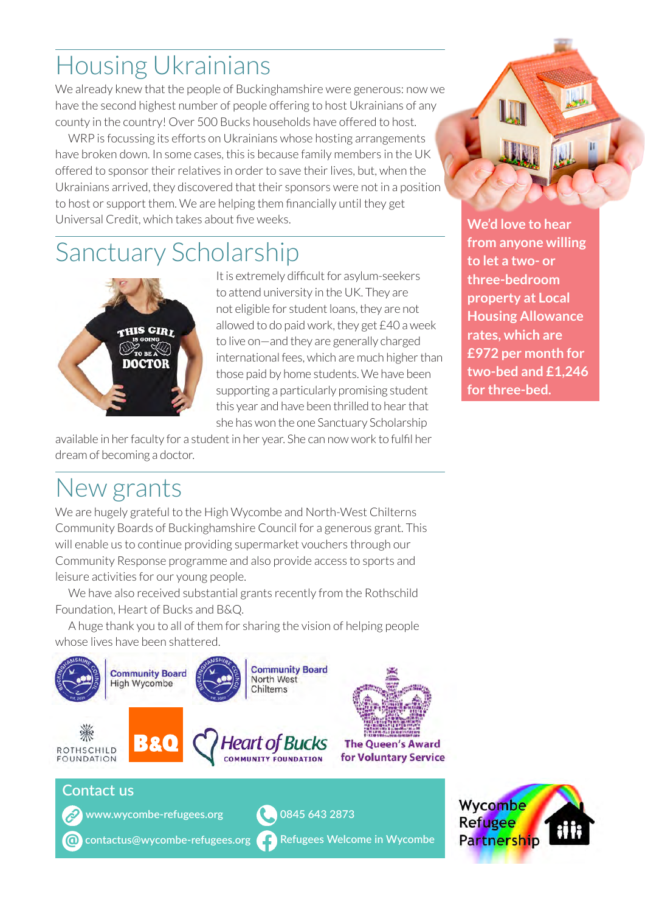# Housing Ukrainians

We already knew that the people of Buckinghamshire were generous: now we have the second highest number of people offering to host Ukrainians of any county in the country! Over 500 Bucks households have offered to host.

WRP is focussing its efforts on Ukrainians whose hosting arrangements have broken down. In some cases, this is because family members in the UK offered to sponsor their relatives in order to save their lives, but, when the Ukrainians arrived, they discovered that their sponsors were not in a position to host or support them. We are helping them financially until they get Universal Credit, which takes about five weeks.

**We'd love to hear from anyone willing to let a two- or three-bedroom property at Local Housing Allowance rates, which are £972 per month for two-bed and £1,246 for three-bed.**

# Sanctuary Scholarship

It is extremely difficult for asylum-seekers to attend university in the UK. They are not eligible for student loans, they are not allowed to do paid work, they get £40 a week to live on—and they are generally charged international fees, which are much higher than those paid by home students. We have been supporting a particularly promising student this year and have been thrilled to hear that she has won the one Sanctuary Scholarship available in her faculty for a student in her year. She can now work to fulfil her dream of becoming a doctor.

# New grants

We are hugely grateful to the High Wycombe and North-West Chilterns Community Boards of Buckinghamshire Council for a generous grant. This will enable us to continue providing supermarket vouchers through our Community Response programme and also provide access to sports and leisure activities for our young people.

We have also received substantial grants recently from the Rothschild Foundation, Heart of Bucks and B&Q.

A huge thank you to all of them for sharing the vision of helping people whose lives have been shattered.

Community Board High Wycombe

Community Board North West Chilterns

The Queen's Award for Voluntary Service

Rothschild Foundation

B&Q

Heart of Bucks Community Foundation

## Contact us

www.wycombe-refugees.org

0845 643 2873

contactus@wycombe-refugees.org

Refugees Welcome in Wycombe

Wycombe Refugee Partnership